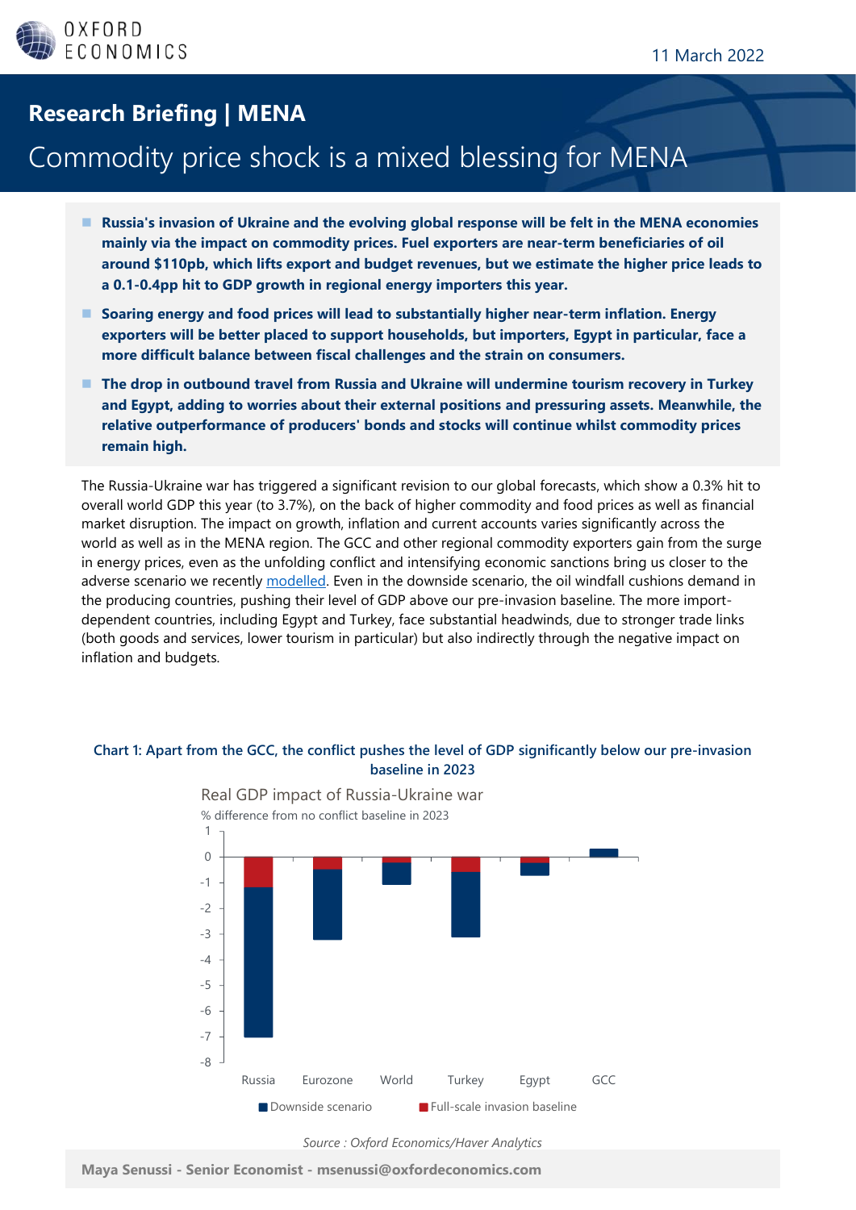11 March 2022

# Research Briefing | MENA

## Commodity price shock is a mixed blessing for MENA

- **Russia's invasion of Ukraine and the evolving global response will be felt in the MENA economies mainly via the impact on commodity prices. Fuel exporters are near-term beneficiaries of oil around $110pb, which lifts export and budget revenues, but we estimate the higher price leads to a 0.1-0.4pp hit to GDP growth in regional energy importers this year.**
- **Soaring energy and food prices will lead to substantially higher near-term inflation. Energy exporters will be better placed to support households, but importers, Egypt in particular, face a more difficult balance between fiscal challenges and the strain on consumers.**
- **The drop in outbound travel from Russia and Ukraine will undermine tourism recovery in Turkey and Egypt, adding to worries about their external positions and pressuring assets. Meanwhile, the relative outperformance of producers' bonds and stocks will continue whilst commodity prices remain high.**

The Russia-Ukraine war has triggered a significant revision to our global forecasts, which show a 0.3% hit to overall world GDP this year (to 3.7%), on the back of higher commodity and food prices as well as financial market disruption. The impact on growth, inflation and current accounts varies significantly across the world as well as in the MENA region. The GCC and other regional commodity exporters gain from the surge in energy prices, even as the unfolding conflict and intensifying economic sanctions bring us closer to the adverse scenario we recently modelled. Even in the downside scenario, the oil windfall cushions demand in the producing countries, pushing their level of GDP above our pre-invasion baseline. The more import-dependent countries, including Egypt and Turkey, face substantial headwinds, due to stronger trade links (both goods and services, lower tourism in particular) but also indirectly through the negative impact on inflation and budgets.

**Chart 1: Apart from the GCC, the conflict pushes the level of GDP significantly below our pre-invasion baseline in 2023**

Real GDP impact of Russia-Ukraine war
% difference from no conflict baseline in 2023

| | Full-scale invasion baseline | Downside scenario |
|---|---|---|
| Russia | ≈ -1.2 | ≈ -7.0 |
| Eurozone | ≈ -0.5 | ≈ -3.2 |
| World | ≈ -0.2 | ≈ -1.1 |
| Turkey | ≈ -0.6 | ≈ -3.1 |
| Egypt | ≈ -0.2 | ≈ -0.7 |
| GCC | ≈ 0.0 | ≈ 0.3 |

*Source : Oxford Economics/Haver Analytics*

**Maya Senussi - Senior Economist - msenussi@oxfordeconomics.com**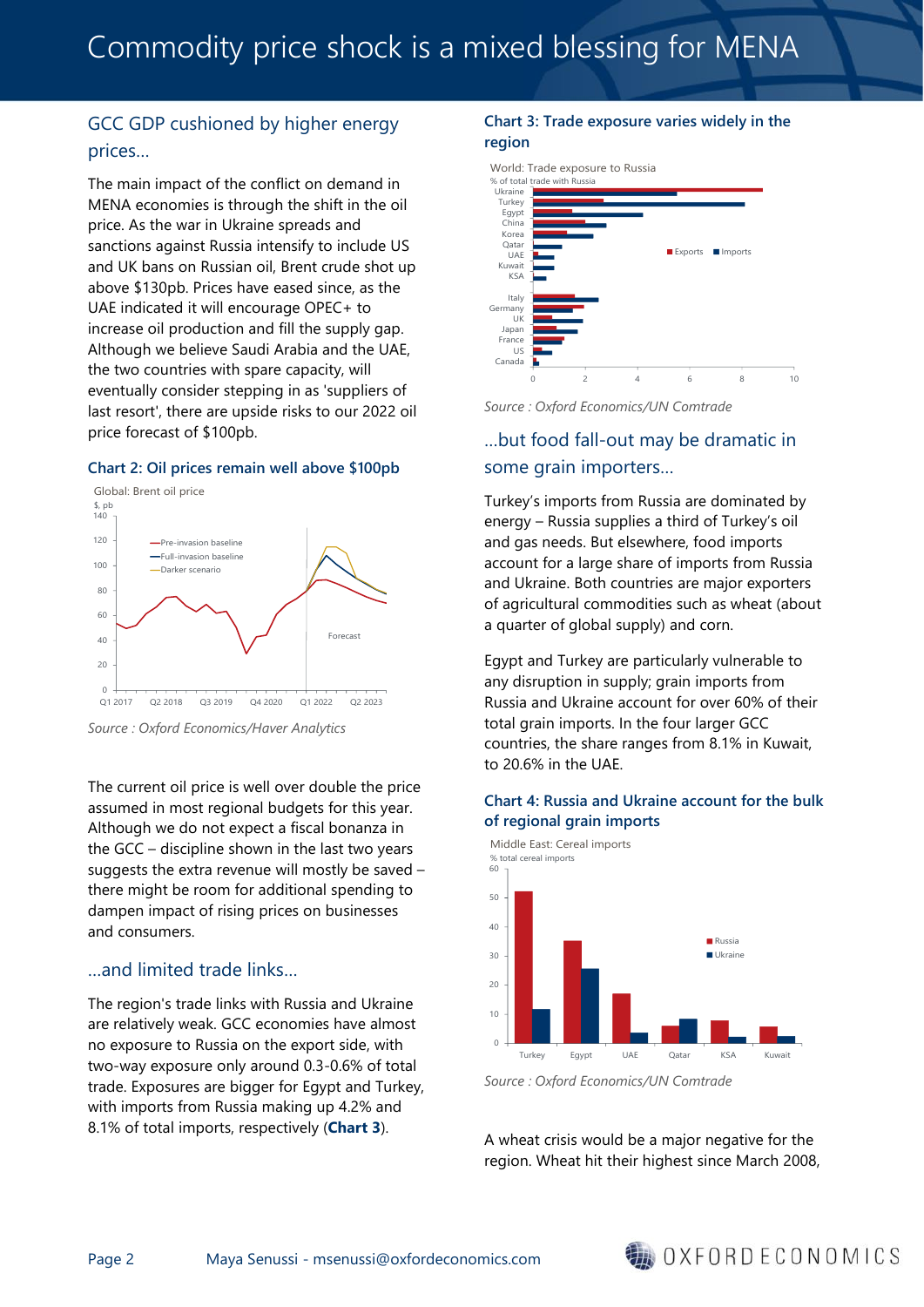# Commodity price shock is a mixed blessing for MENA

## GCC GDP cushioned by higher energy prices…

The main impact of the conflict on demand in MENA economies is through the shift in the oil price. As the war in Ukraine spreads and sanctions against Russia intensify to include US and UK bans on Russian oil, Brent crude shot up above $130pb. Prices have eased since, as the UAE indicated it will encourage OPEC+ to increase oil production and fill the supply gap. Although we believe Saudi Arabia and the UAE, the two countries with spare capacity, will eventually consider stepping in as 'suppliers of last resort', there are upside risks to our 2022 oil price forecast of $100pb.

### Chart 2: Oil prices remain well above $100pb

Global: Brent oil price

$, pb

Pre-invasion baseline; Full-invasion baseline; Darker scenario; Forecast

*Source : Oxford Economics/Haver Analytics*

The current oil price is well over double the price assumed in most regional budgets for this year. Although we do not expect a fiscal bonanza in the GCC – discipline shown in the last two years suggests the extra revenue will mostly be saved – there might be room for additional spending to dampen impact of rising prices on businesses and consumers.

## …and limited trade links…

The region's trade links with Russia and Ukraine are relatively weak. GCC economies have almost no exposure to Russia on the export side, with two-way exposure only around 0.3-0.6% of total trade. Exposures are bigger for Egypt and Turkey, with imports from Russia making up 4.2% and 8.1% of total imports, respectively (**Chart 3**).

### Chart 3: Trade exposure varies widely in the region

World: Trade exposure to Russia

% of total trade with Russia

Exports; Imports

*Source : Oxford Economics/UN Comtrade*

## …but food fall-out may be dramatic in some grain importers…

Turkey's imports from Russia are dominated by energy – Russia supplies a third of Turkey's oil and gas needs. But elsewhere, food imports account for a large share of imports from Russia and Ukraine. Both countries are major exporters of agricultural commodities such as wheat (about a quarter of global supply) and corn.

Egypt and Turkey are particularly vulnerable to any disruption in supply; grain imports from Russia and Ukraine account for over 60% of their total grain imports. In the four larger GCC countries, the share ranges from 8.1% in Kuwait, to 20.6% in the UAE.

### Chart 4: Russia and Ukraine account for the bulk of regional grain imports

Middle East: Cereal imports

% total cereal imports

Russia; Ukraine

*Source : Oxford Economics/UN Comtrade*

A wheat crisis would be a major negative for the region. Wheat hit their highest since March 2008,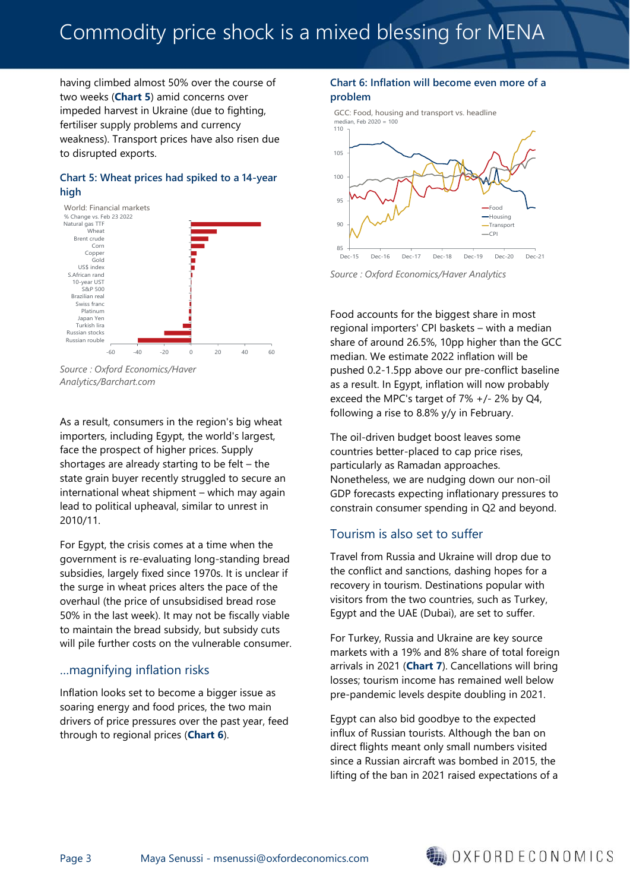having climbed almost 50% over the course of two weeks (**Chart 5**) amid concerns over impeded harvest in Ukraine (due to fighting, fertiliser supply problems and currency weakness). Transport prices have also risen due to disrupted exports.

### Chart 5: Wheat prices had spiked to a 14-year high

World: Financial markets
% Change vs. Feb 23 2022

Natural gas TTF, Wheat, Brent crude, Corn, Copper, Gold, US$ index, S.African rand, 10-year UST, S&P 500, Brazilian real, Swiss franc, Platinum, Japan Yen, Turkish lira, Russian stocks, Russian rouble

*Source : Oxford Economics/Haver Analytics/Barchart.com*

As a result, consumers in the region's big wheat importers, including Egypt, the world's largest, face the prospect of higher prices. Supply shortages are already starting to be felt – the state grain buyer recently struggled to secure an international wheat shipment – which may again lead to political upheaval, similar to unrest in 2010/11.

For Egypt, the crisis comes at a time when the government is re-evaluating long-standing bread subsidies, largely fixed since 1970s. It is unclear if the surge in wheat prices alters the pace of the overhaul (the price of unsubsidised bread rose 50% in the last week). It may not be fiscally viable to maintain the bread subsidy, but subsidy cuts will pile further costs on the vulnerable consumer.

## ...magnifying inflation risks

Inflation looks set to become a bigger issue as soaring energy and food prices, the two main drivers of price pressures over the past year, feed through to regional prices (**Chart 6**).

### Chart 6: Inflation will become even more of a problem

GCC: Food, housing and transport vs. headline
median, Feb 2020 = 100

Food, Housing, Transport, CPI

*Source : Oxford Economics/Haver Analytics*

Food accounts for the biggest share in most regional importers' CPI baskets – with a median share of around 26.5%, 10pp higher than the GCC median. We estimate 2022 inflation will be pushed 0.2-1.5pp above our pre-conflict baseline as a result. In Egypt, inflation will now probably exceed the MPC's target of 7% +/- 2% by Q4, following a rise to 8.8% y/y in February.

The oil-driven budget boost leaves some countries better-placed to cap price rises, particularly as Ramadan approaches. Nonetheless, we are nudging down our non-oil GDP forecasts expecting inflationary pressures to constrain consumer spending in Q2 and beyond.

## Tourism is also set to suffer

Travel from Russia and Ukraine will drop due to the conflict and sanctions, dashing hopes for a recovery in tourism. Destinations popular with visitors from the two countries, such as Turkey, Egypt and the UAE (Dubai), are set to suffer.

For Turkey, Russia and Ukraine are key source markets with a 19% and 8% share of total foreign arrivals in 2021 (**Chart 7**). Cancellations will bring losses; tourism income has remained well below pre-pandemic levels despite doubling in 2021.

Egypt can also bid goodbye to the expected influx of Russian tourists. Although the ban on direct flights meant only small numbers visited since a Russian aircraft was bombed in 2015, the lifting of the ban in 2021 raised expectations of a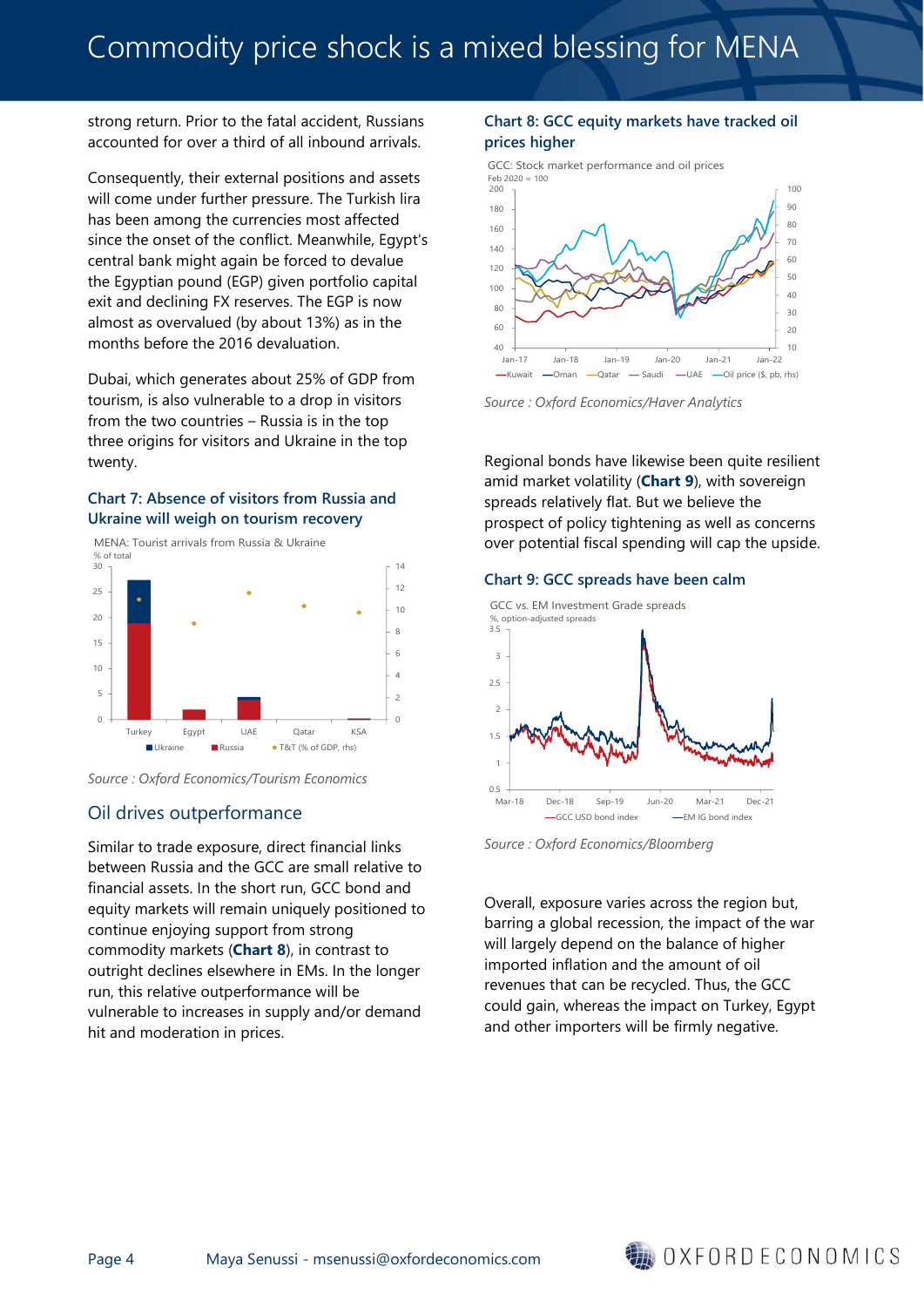strong return. Prior to the fatal accident, Russians accounted for over a third of all inbound arrivals.

Consequently, their external positions and assets will come under further pressure. The Turkish lira has been among the currencies most affected since the onset of the conflict. Meanwhile, Egypt's central bank might again be forced to devalue the Egyptian pound (EGP) given portfolio capital exit and declining FX reserves. The EGP is now almost as overvalued (by about 13%) as in the months before the 2016 devaluation.

Dubai, which generates about 25% of GDP from tourism, is also vulnerable to a drop in visitors from the two countries – Russia is in the top three origins for visitors and Ukraine in the top twenty.

### Chart 7: Absence of visitors from Russia and Ukraine will weigh on tourism recovery

MENA: Tourist arrivals from Russia & Ukraine
% of total
30
25
20
15
10
5
0
14
12
10
8
6
4
2
0
Turkey
Egypt
UAE
Qatar
KSA
Ukraine
Russia
T&T (% of GDP, rhs)

*Source : Oxford Economics/Tourism Economics*

## Oil drives outperformance

Similar to trade exposure, direct financial links between Russia and the GCC are small relative to financial assets. In the short run, GCC bond and equity markets will remain uniquely positioned to continue enjoying support from strong commodity markets (**Chart 8**), in contrast to outright declines elsewhere in EMs. In the longer run, this relative outperformance will be vulnerable to increases in supply and/or demand hit and moderation in prices.

### Chart 8: GCC equity markets have tracked oil prices higher

GCC: Stock market performance and oil prices
Feb 2020 = 100
200
180
160
140
120
100
80
60
40
100
90
80
70
60
50
40
30
20
10
Jan-17
Jan-18
Jan-19
Jan-20
Jan-21
Jan-22
Kuwait
Oman
Qatar
Saudi
UAE
Oil price ($, pb, rhs)

*Source : Oxford Economics/Haver Analytics*

Regional bonds have likewise been quite resilient amid market volatility (**Chart 9**), with sovereign spreads relatively flat. But we believe the prospect of policy tightening as well as concerns over potential fiscal spending will cap the upside.

### Chart 9: GCC spreads have been calm

GCC vs. EM Investment Grade spreads
%, option-adjusted spreads
3.5
3
2.5
2
1.5
1
0.5
Mar-18
Dec-18
Sep-19
Jun-20
Mar-21
Dec-21
GCC USD bond index
EM IG bond index

*Source : Oxford Economics/Bloomberg*

Overall, exposure varies across the region but, barring a global recession, the impact of the war will largely depend on the balance of higher imported inflation and the amount of oil revenues that can be recycled. Thus, the GCC could gain, whereas the impact on Turkey, Egypt and other importers will be firmly negative.